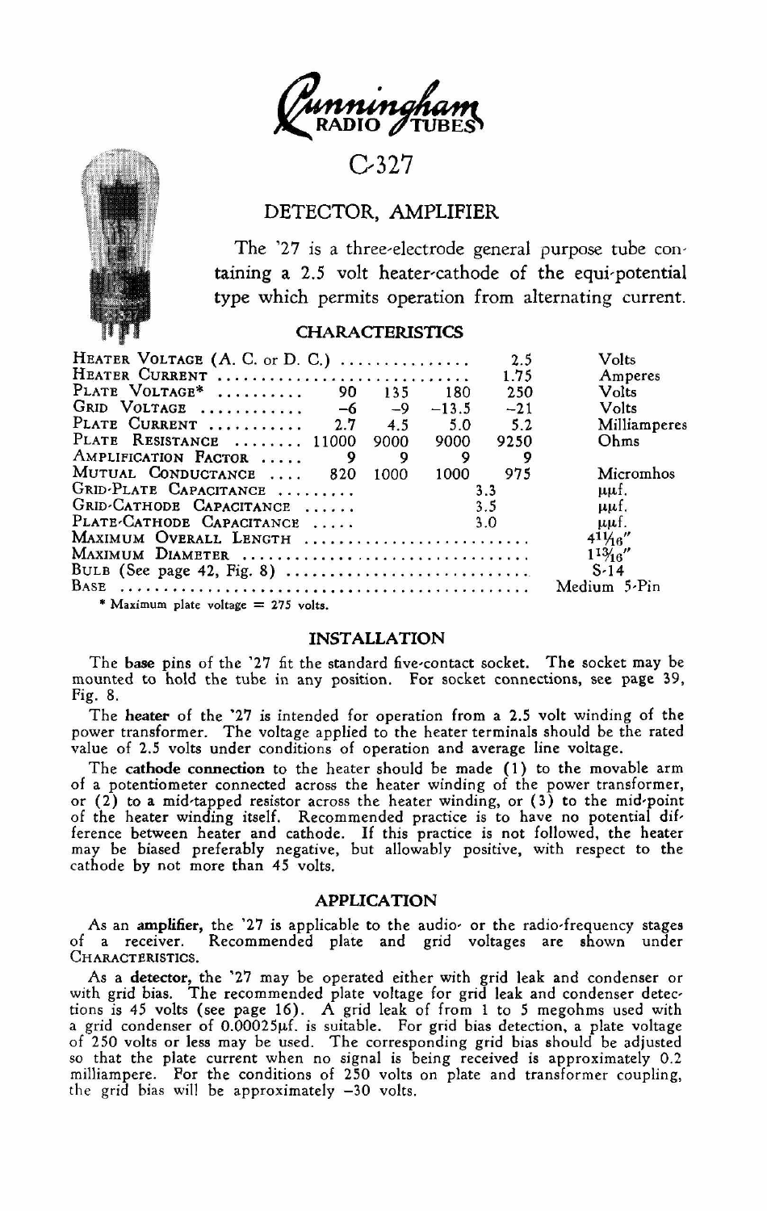# Cunningham RADIO TUBES

## C-327

### DETECTOR, AMPLIFIER

The '27 is a three-electrode general purpose tube containing a 2.5 volt heater-cathode of the equi-potential type which permits operation from alternating current.

### CHARACTERISTICS

| | | | | | |
|---|---|---|---|---|---|
| Heater Voltage (A. C. or D. C.) | | | | 2.5 | Volts |
| Heater Current | | | | 1.75 | Amperes |
| Plate Voltage* | 90 | 135 | 180 | 250 | Volts |
| Grid Voltage | −6 | −9 | −13.5 | −21 | Volts |
| Plate Current | 2.7 | 4.5 | 5.0 | 5.2 | Milliamperes |
| Plate Resistance | 11000 | 9000 | 9000 | 9250 | Ohms |
| Amplification Factor | 9 | 9 | 9 | 9 | |
| Mutual Conductance | 820 | 1000 | 1000 | 975 | Micromhos |
| Grid-Plate Capacitance | | | 3.3 | | μμf. |
| Grid-Cathode Capacitance | | | 3.5 | | μμf. |
| Plate-Cathode Capacitance | | | 3.0 | | μμf. |
| Maximum Overall Length | | | | | 4 11/16" |
| Maximum Diameter | | | | | 1 13/16" |
| Bulb (See page 42, Fig. 8) | | | | | S-14 |
| Base | | | | | Medium 5-Pin |

\* Maximum plate voltage = 275 volts.

### INSTALLATION

The **base** pins of the '27 fit the standard five-contact socket. The socket may be mounted to hold the tube in any position. For socket connections, see page 39, Fig. 8.

The **heater** of the '27 is intended for operation from a 2.5 volt winding of the power transformer. The voltage applied to the heater terminals should be the rated value of 2.5 volts under conditions of operation and average line voltage.

The **cathode connection** to the heater should be made (1) to the movable arm of a potentiometer connected across the heater winding of the power transformer, or (2) to a mid-tapped resistor across the heater winding, or (3) to the mid-point of the heater winding itself. Recommended practice is to have no potential difference between heater and cathode. If this practice is not followed, the heater may be biased preferably negative, but allowably positive, with respect to the cathode by not more than 45 volts.

### APPLICATION

As an **amplifier**, the '27 is applicable to the audio- or the radio-frequency stages of a receiver. Recommended plate and grid voltages are shown under Characteristics.

As a **detector**, the '27 may be operated either with grid leak and condenser or with grid bias. The recommended plate voltage for grid leak and condenser detections is 45 volts (see page 16). A grid leak of from 1 to 5 megohms used with a grid condenser of 0.00025μf. is suitable. For grid bias detection, a plate voltage of 250 volts or less may be used. The corresponding grid bias should be adjusted so that the plate current when no signal is being received is approximately 0.2 milliampere. For the conditions of 250 volts on plate and transformer coupling, the grid bias will be approximately −30 volts.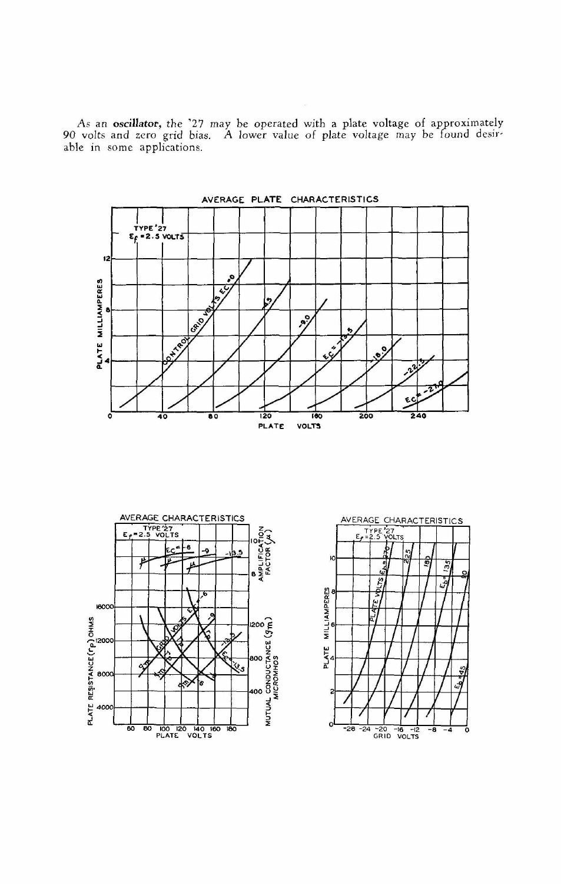As an **oscillator,** the '27 may be operated with a plate voltage of approximately 90 volts and zero grid bias. A lower value of plate voltage may be found desirable in some applications.

AVERAGE PLATE CHARACTERISTICS

TYPE '27
$E_f$ = 2.5 VOLTS

PLATE MILLIAMPERES

0 4 8 12

CONTROL GRID VOLTS EC=0

-4.5

-9.0

EC=-13.5

-18.0

-22.5

EC=-27.0

0 40 80 120 160 200 240

PLATE VOLTS

AVERAGE CHARACTERISTICS

TYPE '27
$E_f$=2.5 VOLTS

μ EC=-6 -9 -13.5

AMPLIFICATION FACTOR (μ)

8 10

PLATE RESISTANCE ($r_p$) OHMS

4000 8000 12000 16000

MUTUAL CONDUCTANCE ($g_m$) MICROMHOS

400 800 1200

GRID VOLTS EC=-6 -9 -13.5

$r_p$ $g_m$

60 80 100 120 140 160 180

PLATE VOLTS

AVERAGE CHARACTERISTICS

TYPE '27
$E_f$=2.5 VOLTS

PLATE MILLIAMPERES

0 2 4 6 8 10

PLATE VOLTS $E_b$=270 225 180 $E_b$=135 90 $E_b$=45

-28 -24 -20 -16 -12 -8 -4 0

GRID VOLTS